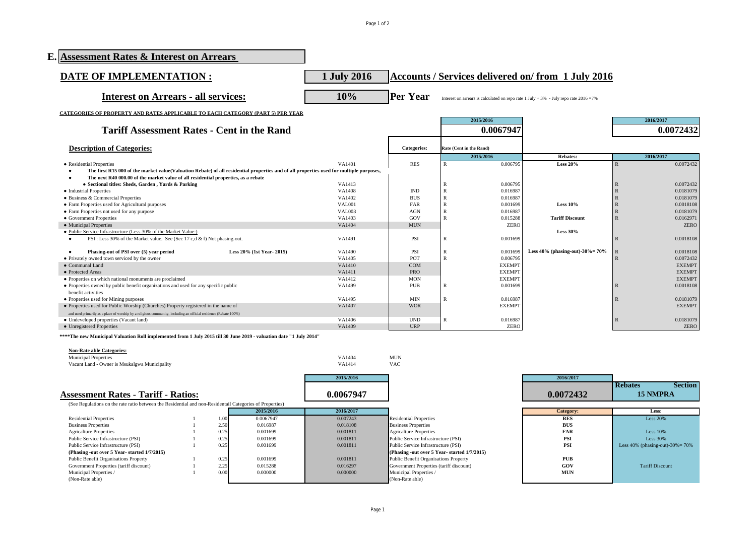## E. Assessment Rates & Interest on Arrears

**DATE OF IMPLEMENTATION :** **1 July 2016** **Accounts / Services delivered on/ from 1 July 2016**

**Interest on Arrears - all services:** **10%** **Per Year** Interest on arrears is calculated on repo rate 1 July + 3% - July repo rate 2016 =7%

**CATEGORIES OF PROPERTY AND RATES APPLICABLE TO EACH CATEGORY (PART 5) PER YEAR**

### Tariff Assessment Rates - Cent in the Rand

| | 2015/2016 | 2016/2017 |
|---|---|---|
| | 0.0067947 | 0.0072432 |

| Description of Categories: | | Categories: | Rate (Cent in the Rand) 2015/2016 | Rebates: | 2016/2017 |
|---|---|---|---|---|---|
| • Residential Properties | VA1401 | RES | R 0.006795 | Less 20% | R 0.0072432 |
| • The first R15 000 of the market value(Valuation Rebate) of all residential properties and of all properties used for multiple purposes, | | | | | |
| • The next R40 000.00 of the market value of all residential properties, as a rebate | | | | | |
| • Sectional titles: Sheds, Garden , Yards & Parking | VA1413 | | R 0.006795 | | R 0.0072432 |
| • Industrial Properties | VA1408 | IND | R 0.016987 | | R 0.0181079 |
| • Business & Commercial Properties | VA1402 | BUS | R 0.016987 | | R 0.0181079 |
| • Farm Properties used for Agricultural purposes | VAL001 | FAR | R 0.001699 | Less 10% | R 0.0018108 |
| • Farm Properties not used for any purpose | VAL003 | AGN | R 0.016987 | | R 0.0181079 |
| • Government Properties | VA1403 | GOV | R 0.015288 | Tariff Discount | R 0.0162971 |
| • Municipal Properties | VA1404 | MUN | ZERO | | ZERO |
| • Public Service Infrastructure (Less 30% of the Market Value:) | | | | Less 30% | |
| • PSI : Less 30% of the Market value. See (Sec 17 c,d & f) Not phasing-out. | VA1491 | PSI | R 0.001699 | | R 0.0018108 |
| • Phasing-out of PSI over (5) year period — Less 20% (1st Year- 2015) | VA1490 | PSI | R 0.001699 | Less 40% (phasing-out)-30%= 70% | R 0.0018108 |
| • Privately owned town serviced by the owner | VA1405 | POT | R 0.006795 | | R 0.0072432 |
| • Communal Land | VA1410 | COM | EXEMPT | | EXEMPT |
| • Protected Areas | VA1411 | PRO | EXEMPT | | EXEMPT |
| • Properties on which national monuments are proclaimed | VA1412 | MON | EXEMPT | | EXEMPT |
| • Properties owned by public benefit organizations and used for any specific public benefit activities | VA1499 | PUB | R 0.001699 | | R 0.0018108 |
| • Properties used for Mining purposes | VA1495 | MIN | R 0.016987 | | R 0.0181079 |
| • Properties used for Public Worship (Churches) Property registered in the name of and used primarily as a place of worship by a religious community, including an official residence (Rebate 100%) | VA1407 | WOR | EXEMPT | | EXEMPT |
| • Undeveloped properties (Vacant land) | VA1406 | UND | R 0.016987 | | R 0.0181079 |
| • Unregistered Properties | VA1409 | URP | ZERO | | ZERO |

****The new Municipal Valuation Roll implemented from 1 July 2015 till 30 June 2019 - valuation date "1 July 2014"

**Non-Rate able Categories:**

| | | |
|---|---|---|
| Municipal Properties | VA1404 | MUN |
| Vacant Land - Owner is Msukalgwa Municipality | VA1414 | VAC |

### Assessment Rates - Tariff - Ratios:

| | 2015/2016 | 2016/2017 | Rebates Section 15 NMPRA |
|---|---|---|---|
| | 0.0067947 | 0.0072432 | |

(See Regulations on the rate ratio between the Residential and non-Residentail Categories of Properties)

| | | | 2015/2016 | 2016/2017 | | Category: | Less: |
|---|---|---|---|---|---|---|---|
| Residential Properties | 1 | 1.00 | 0.0067947 | 0.007243 | Residential Properties | RES | Less 20% |
| Business Properties | 1 | 2.50 | 0.016987 | 0.018108 | Business Properties | BUS | |
| Agricalture Properties | 1 | 0.25 | 0.001699 | 0.001811 | Agricalture Properties | FAR | Less 10% |
| Public Service Infrastructure (PSI) | 1 | 0.25 | 0.001699 | 0.001811 | Public Service Infrastructure (PSI) | PSI | Less 30% |
| Public Service Infrastructure (PSI) | 1 | 0.25 | 0.001699 | 0.001811 | Public Service Infrastructure (PSI) | PSI | Less 40% (phasing-out)-30%= 70% |
| (Phasing -out over 5 Year- started 1/7/2015) | | | | | (Phasing -out over 5 Year- started 1/7/2015) | | |
| Public Benefit Organisations Property | 1 | 0.25 | 0.001699 | 0.001811 | Public Benefit Organisations Property | PUB | |
| Government Properties (tariff discount) | 1 | 2.25 | 0.015288 | 0.016297 | Government Properties (tariff discount) | GOV | Tariff Discount |
| Municipal Properties / (Non-Rate able) | 1 | 0.00 | 0.000000 | 0.000000 | Municipal Properties / (Non-Rate able) | MUN | |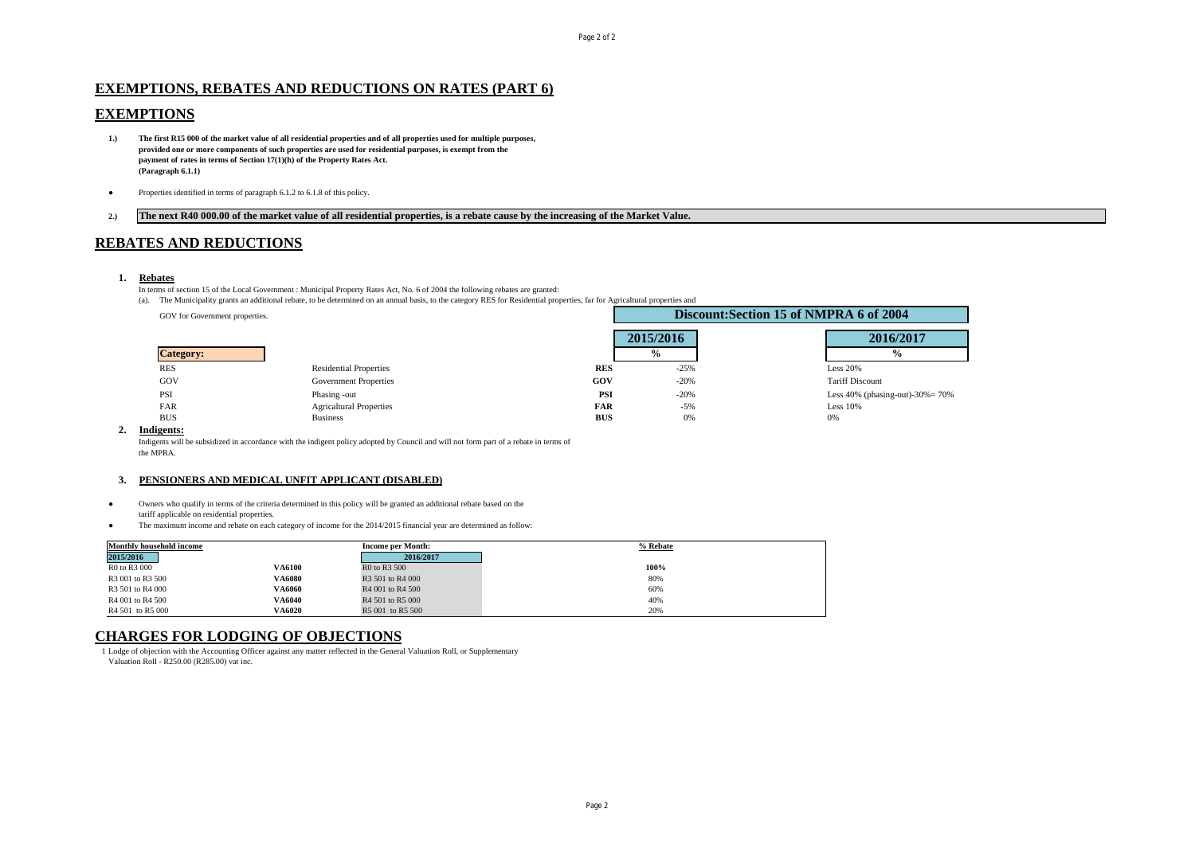# EXEMPTIONS, REBATES AND REDUCTIONS ON RATES (PART 6)

## EXEMPTIONS

**1.) The first R15 000 of the market value of all residential properties and of all properties used for multiple purposes, provided one or more components of such properties are used for residential purposes, is exempt from the payment of rates in terms of Section 17(1)(h) of the Property Rates Act. (Paragraph 6.1.1)**

- Properties identified in terms of paragraph 6.1.2 to 6.1.8 of this policy.

**2.) The next R40 000.00 of the market value of all residential properties, is a rebate cause by the increasing of the Market Value.**

## REBATES AND REDUCTIONS

### 1. Rebates

In terms of section 15 of the Local Government : Municipal Property Rates Act, No. 6 of 2004 the following rebates are granted:

(a). The Municipality grants an additional rebate, to be determined on an annual basis, to the category RES for Residential properties, far for Agricaltural properties and GOV for Government properties.

| Category: | | | Discount:Section 15 of NMPRA 6 of 2004 | |
|---|---|---|---|---|
| | | | 2015/2016 | 2016/2017 |
| | | | % | % |
| RES | Residential Properties | RES | -25% | Less 20% |
| GOV | Government Properties | GOV | -20% | Tariff Discount |
| PSI | Phasing -out | PSI | -20% | Less 40% (phasing-out)-30%= 70% |
| FAR | Agricaltural Properties | FAR | -5% | Less 10% |
| BUS | Business | BUS | 0% | 0% |

### 2. Indigents:

Indigents will be subsidized in accordance with the indigent policy adopted by Council and will not form part of a rebate in terms of the MPRA.

### 3. PENSIONERS AND MEDICAL UNFIT APPLICANT (DISABLED)

- Owners who qualify in terms of the criteria determined in this policy will be granted an additional rebate based on the tariff applicable on residential properties.
- The maximum income and rebate on each category of income for the 2014/2015 financial year are determined as follow:

| Monthly household income | | Income per Month: | % Rebate |
|---|---|---|---|
| 2015/2016 | | 2016/2017 | |
| R0 to R3 000 | VA6100 | R0 to R3 500 | 100% |
| R3 001 to R3 500 | VA6080 | R3 501 to R4 000 | 80% |
| R3 501 to R4 000 | VA6060 | R4 001 to R4 500 | 60% |
| R4 001 to R4 500 | VA6040 | R4 501 to R5 000 | 40% |
| R4 501 to R5 000 | VA6020 | R5 001 to R5 500 | 20% |

## CHARGES FOR LODGING OF OBJECTIONS

1 Lodge of objection with the Accounting Officer against any matter reflected in the General Valuation Roll, or Supplementary Valuation Roll - R250.00 (R285.00) vat inc.